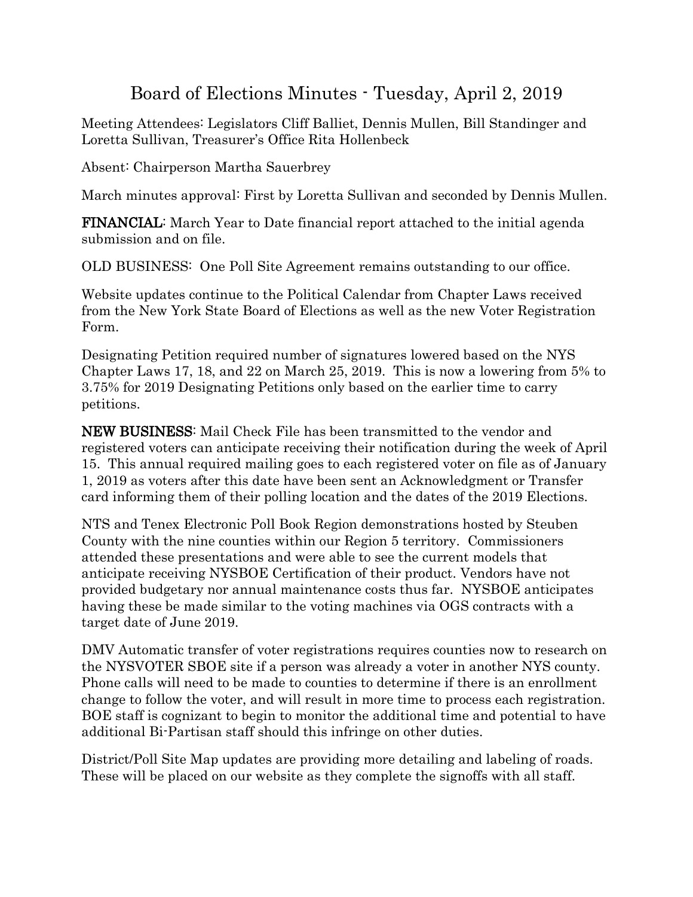# Board of Elections Minutes - Tuesday, April 2, 2019

Meeting Attendees: Legislators Cliff Balliet, Dennis Mullen, Bill Standinger and Loretta Sullivan, Treasurer's Office Rita Hollenbeck

Absent: Chairperson Martha Sauerbrey

March minutes approval: First by Loretta Sullivan and seconded by Dennis Mullen.

**FINANCIAL**: March Year to Date financial report attached to the initial agenda submission and on file.

OLD BUSINESS: One Poll Site Agreement remains outstanding to our office.

Website updates continue to the Political Calendar from Chapter Laws received from the New York State Board of Elections as well as the new Voter Registration Form.

Designating Petition required number of signatures lowered based on the NYS Chapter Laws 17, 18, and 22 on March 25, 2019. This is now a lowering from 5% to 3.75% for 2019 Designating Petitions only based on the earlier time to carry petitions.

**NEW BUSINESS**: Mail Check File has been transmitted to the vendor and registered voters can anticipate receiving their notification during the week of April 15. This annual required mailing goes to each registered voter on file as of January 1, 2019 as voters after this date have been sent an Acknowledgment or Transfer card informing them of their polling location and the dates of the 2019 Elections.

NTS and Tenex Electronic Poll Book Region demonstrations hosted by Steuben County with the nine counties within our Region 5 territory. Commissioners attended these presentations and were able to see the current models that anticipate receiving NYSBOE Certification of their product. Vendors have not provided budgetary nor annual maintenance costs thus far. NYSBOE anticipates having these be made similar to the voting machines via OGS contracts with a target date of June 2019.

DMV Automatic transfer of voter registrations requires counties now to research on the NYSVOTER SBOE site if a person was already a voter in another NYS county. Phone calls will need to be made to counties to determine if there is an enrollment change to follow the voter, and will result in more time to process each registration. BOE staff is cognizant to begin to monitor the additional time and potential to have additional Bi-Partisan staff should this infringe on other duties.

District/Poll Site Map updates are providing more detailing and labeling of roads. These will be placed on our website as they complete the signoffs with all staff.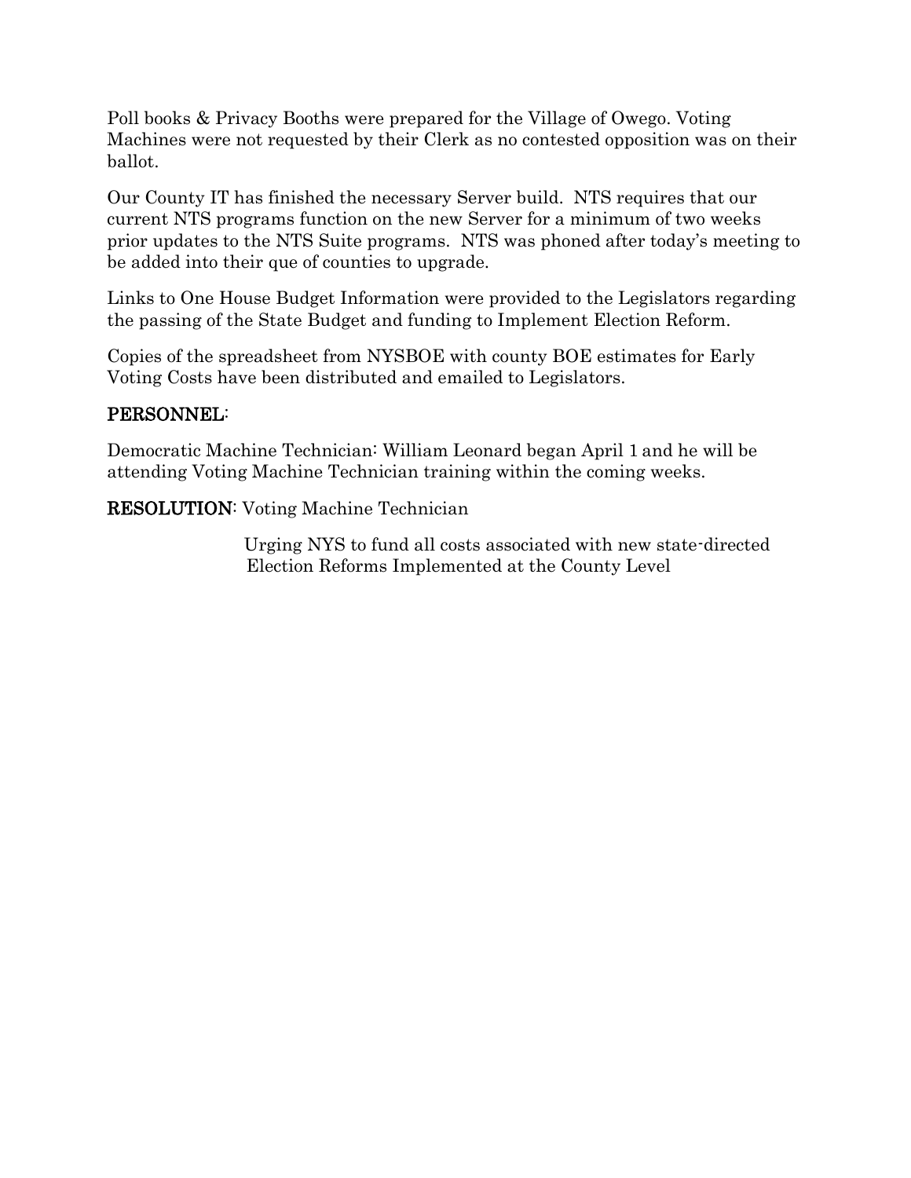Poll books & Privacy Booths were prepared for the Village of Owego. Voting Machines were not requested by their Clerk as no contested opposition was on their ballot.

Our County IT has finished the necessary Server build. NTS requires that our current NTS programs function on the new Server for a minimum of two weeks prior updates to the NTS Suite programs. NTS was phoned after today's meeting to be added into their que of counties to upgrade.

Links to One House Budget Information were provided to the Legislators regarding the passing of the State Budget and funding to Implement Election Reform.

Copies of the spreadsheet from NYSBOE with county BOE estimates for Early Voting Costs have been distributed and emailed to Legislators.

**PERSONNEL:**

Democratic Machine Technician: William Leonard began April 1 and he will be attending Voting Machine Technician training within the coming weeks.

**RESOLUTION**: Voting Machine Technician

Urging NYS to fund all costs associated with new state-directed Election Reforms Implemented at the County Level